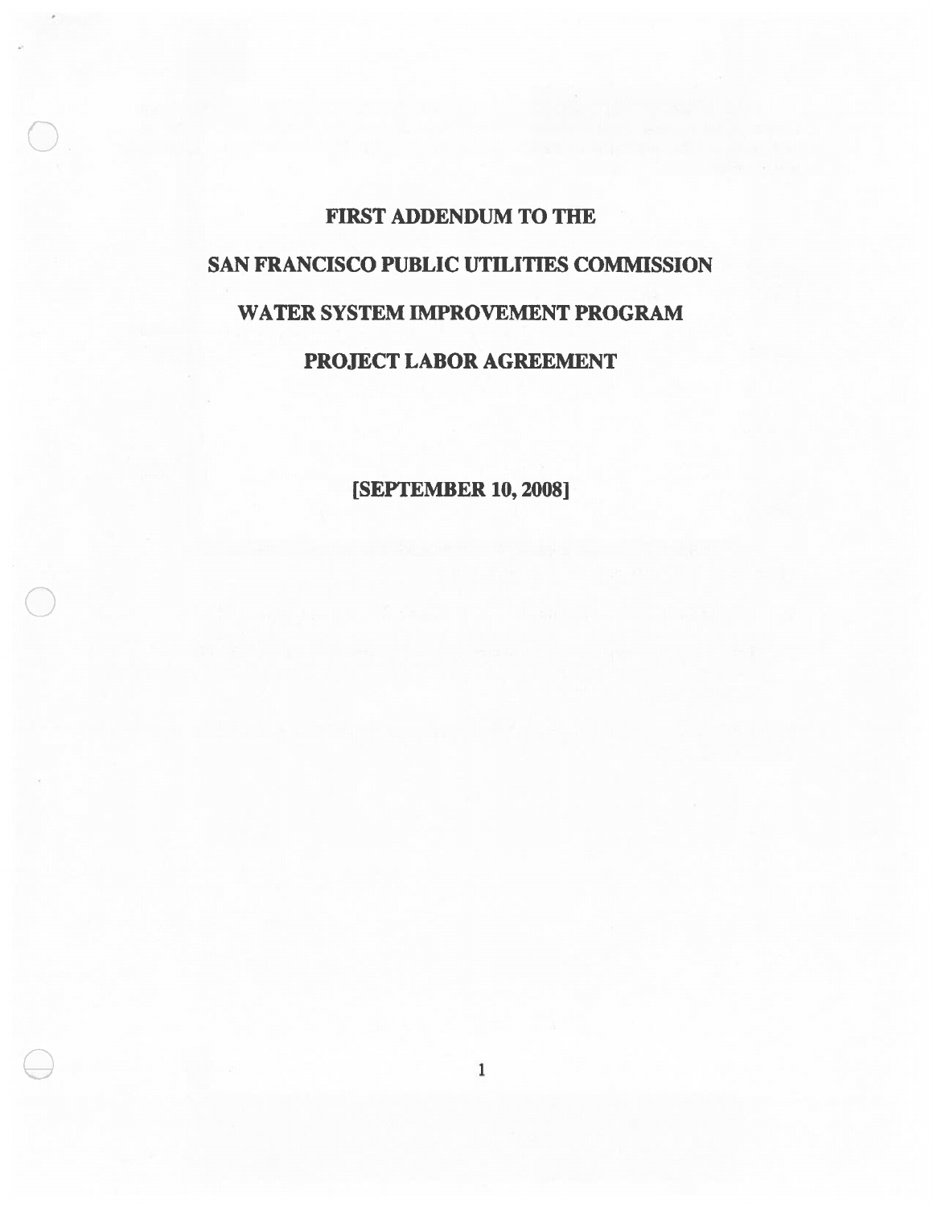# FIRST ADDENDUM TO THE

# SAN FRANCISCO PUBLIC UTILITIES COMMISSION

# WATER SYSTEM IMPROVEMENT PROGRAM

# PROJECT LABOR AGREEMENT

**[SEPTEMBER 10, 2008]**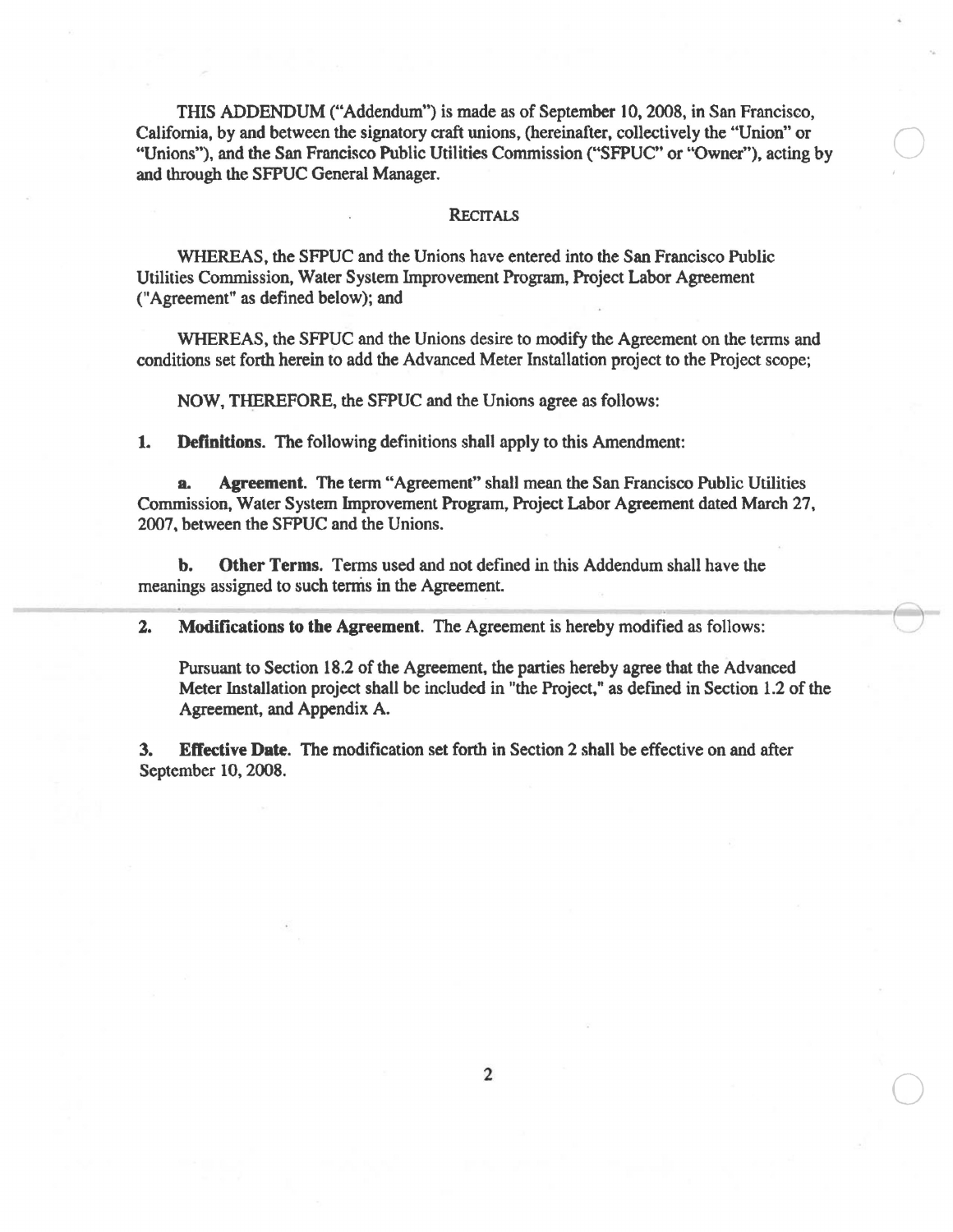THIS ADDENDUM ("Addendum") is made as of September 10, 2008, in San Francisco, California, by and between the signatory craft unions, (hereinafter, collectively the "Union" or "Unions"), and the San Francisco Public Utilities Commission ("SFPUC" or "Owner"), acting by and through the SFPUC General Manager.

## RECITALS

WHEREAS, the SFPUC and the Unions have entered into the San Francisco Public Utilities Commission, Water System Improvement Program, Project Labor Agreement ("Agreement" as defined below); and

WHEREAS, the SFPUC and the Unions desire to modify the Agreement on the terms and conditions set forth herein to add the Advanced Meter Installation project to the Project scope;

NOW, THEREFORE, the SFPUC and the Unions agree as follows:

**1. Definitions.** The following definitions shall apply to this Amendment:

**a. Agreement.** The term "Agreement" shall mean the San Francisco Public Utilities Commission, Water System Improvement Program, Project Labor Agreement dated March 27, 2007, between the SFPUC and the Unions.

**b. Other Terms.** Terms used and not defined in this Addendum shall have the meanings assigned to such terms in the Agreement.

**2. Modifications to the Agreement.** The Agreement is hereby modified as follows:

Pursuant to Section 18.2 of the Agreement, the parties hereby agree that the Advanced Meter Installation project shall be included in "the Project," as defined in Section 1.2 of the Agreement, and Appendix A.

**3. Effective Date.** The modification set forth in Section 2 shall be effective on and after September 10, 2008.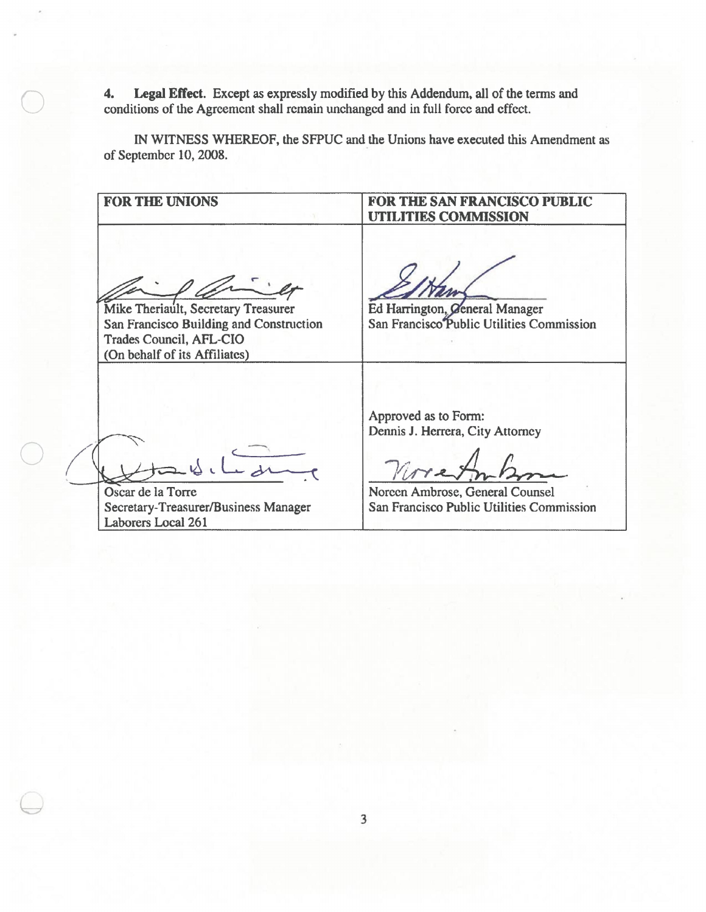**4. Legal Effect.** Except as expressly modified by this Addendum, all of the terms and conditions of the Agreement shall remain unchanged and in full force and effect.

IN WITNESS WHEREOF, the SFPUC and the Unions have executed this Amendment as of September 10, 2008.

| **FOR THE UNIONS** | **FOR THE SAN FRANCISCO PUBLIC UTILITIES COMMISSION** |
| --- | --- |
| Mike Theriault, Secretary Treasurer<br>San Francisco Building and Construction Trades Council, AFL-CIO<br>(On behalf of its Affiliates) | Ed Harrington, General Manager<br>San Francisco Public Utilities Commission |
| Oscar de la Torre<br>Secretary-Treasurer/Business Manager<br>Laborers Local 261 | Approved as to Form:<br>Dennis J. Herrera, City Attorney<br><br>Noreen Ambrose, General Counsel<br>San Francisco Public Utilities Commission |